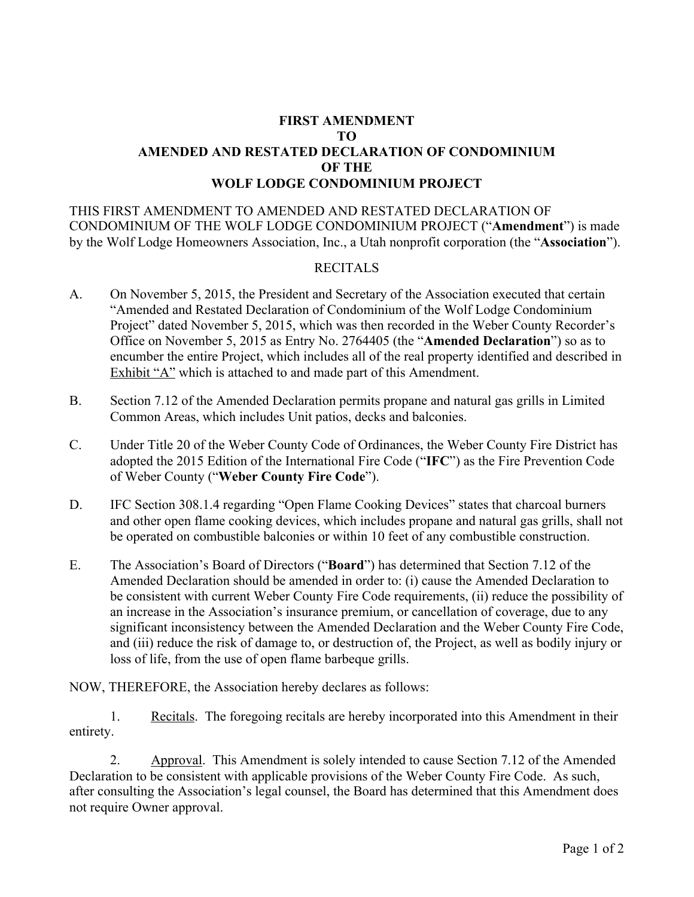**FIRST AMENDMENT**
**TO**
**AMENDED AND RESTATED DECLARATION OF CONDOMINIUM**
**OF THE**
**WOLF LODGE CONDOMINIUM PROJECT**

THIS FIRST AMENDMENT TO AMENDED AND RESTATED DECLARATION OF CONDOMINIUM OF THE WOLF LODGE CONDOMINIUM PROJECT ("**Amendment**") is made by the Wolf Lodge Homeowners Association, Inc., a Utah nonprofit corporation (the "**Association**").

RECITALS

A. On November 5, 2015, the President and Secretary of the Association executed that certain "Amended and Restated Declaration of Condominium of the Wolf Lodge Condominium Project" dated November 5, 2015, which was then recorded in the Weber County Recorder's Office on November 5, 2015 as Entry No. 2764405 (the "**Amended Declaration**") so as to encumber the entire Project, which includes all of the real property identified and described in <u>Exhibit "A"</u> which is attached to and made part of this Amendment.

B. Section 7.12 of the Amended Declaration permits propane and natural gas grills in Limited Common Areas, which includes Unit patios, decks and balconies.

C. Under Title 20 of the Weber County Code of Ordinances, the Weber County Fire District has adopted the 2015 Edition of the International Fire Code ("**IFC**") as the Fire Prevention Code of Weber County ("**Weber County Fire Code**").

D. IFC Section 308.1.4 regarding "Open Flame Cooking Devices" states that charcoal burners and other open flame cooking devices, which includes propane and natural gas grills, shall not be operated on combustible balconies or within 10 feet of any combustible construction.

E. The Association's Board of Directors ("**Board**") has determined that Section 7.12 of the Amended Declaration should be amended in order to: (i) cause the Amended Declaration to be consistent with current Weber County Fire Code requirements, (ii) reduce the possibility of an increase in the Association's insurance premium, or cancellation of coverage, due to any significant inconsistency between the Amended Declaration and the Weber County Fire Code, and (iii) reduce the risk of damage to, or destruction of, the Project, as well as bodily injury or loss of life, from the use of open flame barbeque grills.

NOW, THEREFORE, the Association hereby declares as follows:

1. <u>Recitals</u>. The foregoing recitals are hereby incorporated into this Amendment in their entirety.

2. <u>Approval</u>. This Amendment is solely intended to cause Section 7.12 of the Amended Declaration to be consistent with applicable provisions of the Weber County Fire Code. As such, after consulting the Association's legal counsel, the Board has determined that this Amendment does not require Owner approval.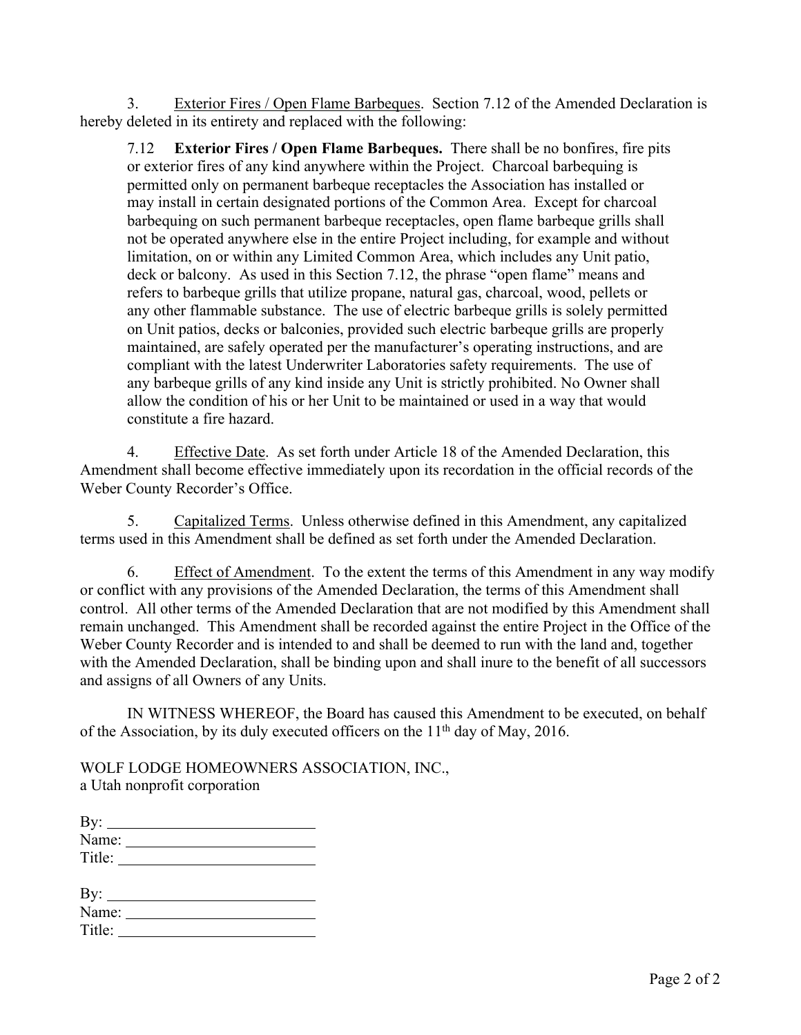3. <u>Exterior Fires / Open Flame Barbeques</u>. Section 7.12 of the Amended Declaration is hereby deleted in its entirety and replaced with the following:

> 7.12 **Exterior Fires / Open Flame Barbeques.** There shall be no bonfires, fire pits or exterior fires of any kind anywhere within the Project. Charcoal barbequing is permitted only on permanent barbeque receptacles the Association has installed or may install in certain designated portions of the Common Area. Except for charcoal barbequing on such permanent barbeque receptacles, open flame barbeque grills shall not be operated anywhere else in the entire Project including, for example and without limitation, on or within any Limited Common Area, which includes any Unit patio, deck or balcony. As used in this Section 7.12, the phrase "open flame" means and refers to barbeque grills that utilize propane, natural gas, charcoal, wood, pellets or any other flammable substance. The use of electric barbeque grills is solely permitted on Unit patios, decks or balconies, provided such electric barbeque grills are properly maintained, are safely operated per the manufacturer's operating instructions, and are compliant with the latest Underwriter Laboratories safety requirements. The use of any barbeque grills of any kind inside any Unit is strictly prohibited. No Owner shall allow the condition of his or her Unit to be maintained or used in a way that would constitute a fire hazard.

4. <u>Effective Date</u>. As set forth under Article 18 of the Amended Declaration, this Amendment shall become effective immediately upon its recordation in the official records of the Weber County Recorder's Office.

5. <u>Capitalized Terms</u>. Unless otherwise defined in this Amendment, any capitalized terms used in this Amendment shall be defined as set forth under the Amended Declaration.

6. <u>Effect of Amendment</u>. To the extent the terms of this Amendment in any way modify or conflict with any provisions of the Amended Declaration, the terms of this Amendment shall control. All other terms of the Amended Declaration that are not modified by this Amendment shall remain unchanged. This Amendment shall be recorded against the entire Project in the Office of the Weber County Recorder and is intended to and shall be deemed to run with the land and, together with the Amended Declaration, shall be binding upon and shall inure to the benefit of all successors and assigns of all Owners of any Units.

IN WITNESS WHEREOF, the Board has caused this Amendment to be executed, on behalf of the Association, by its duly executed officers on the 11th day of May, 2016.

WOLF LODGE HOMEOWNERS ASSOCIATION, INC.,
a Utah nonprofit corporation

By: ____________________________
Name: __________________________
Title: ___________________________

By: ____________________________
Name: __________________________
Title: ___________________________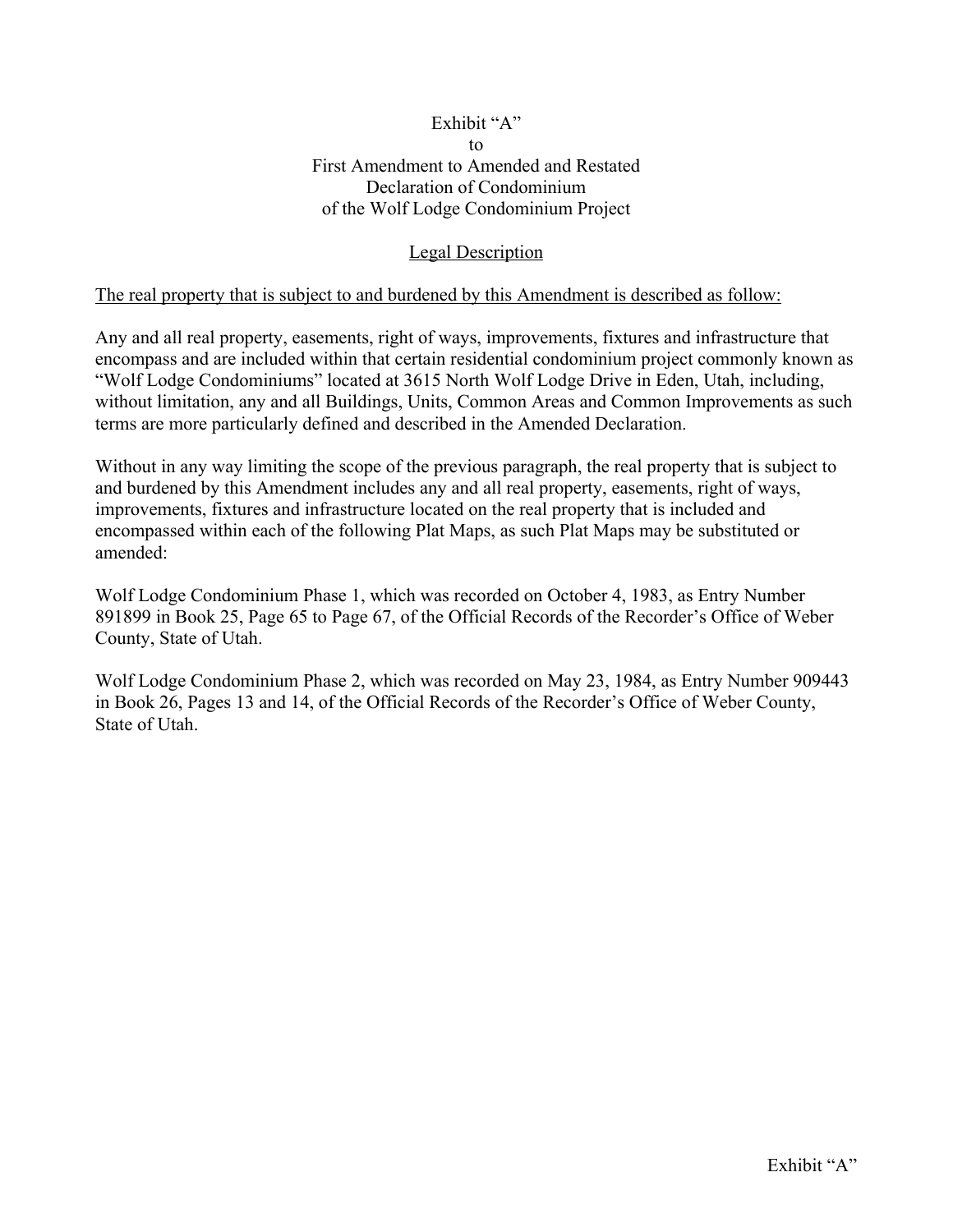Exhibit "A"
to
First Amendment to Amended and Restated
Declaration of Condominium
of the Wolf Lodge Condominium Project

<u>Legal Description</u>

<u>The real property that is subject to and burdened by this Amendment is described as follow:</u>

Any and all real property, easements, right of ways, improvements, fixtures and infrastructure that encompass and are included within that certain residential condominium project commonly known as "Wolf Lodge Condominiums" located at 3615 North Wolf Lodge Drive in Eden, Utah, including, without limitation, any and all Buildings, Units, Common Areas and Common Improvements as such terms are more particularly defined and described in the Amended Declaration.

Without in any way limiting the scope of the previous paragraph, the real property that is subject to and burdened by this Amendment includes any and all real property, easements, right of ways, improvements, fixtures and infrastructure located on the real property that is included and encompassed within each of the following Plat Maps, as such Plat Maps may be substituted or amended:

Wolf Lodge Condominium Phase 1, which was recorded on October 4, 1983, as Entry Number 891899 in Book 25, Page 65 to Page 67, of the Official Records of the Recorder's Office of Weber County, State of Utah.

Wolf Lodge Condominium Phase 2, which was recorded on May 23, 1984, as Entry Number 909443 in Book 26, Pages 13 and 14, of the Official Records of the Recorder's Office of Weber County, State of Utah.